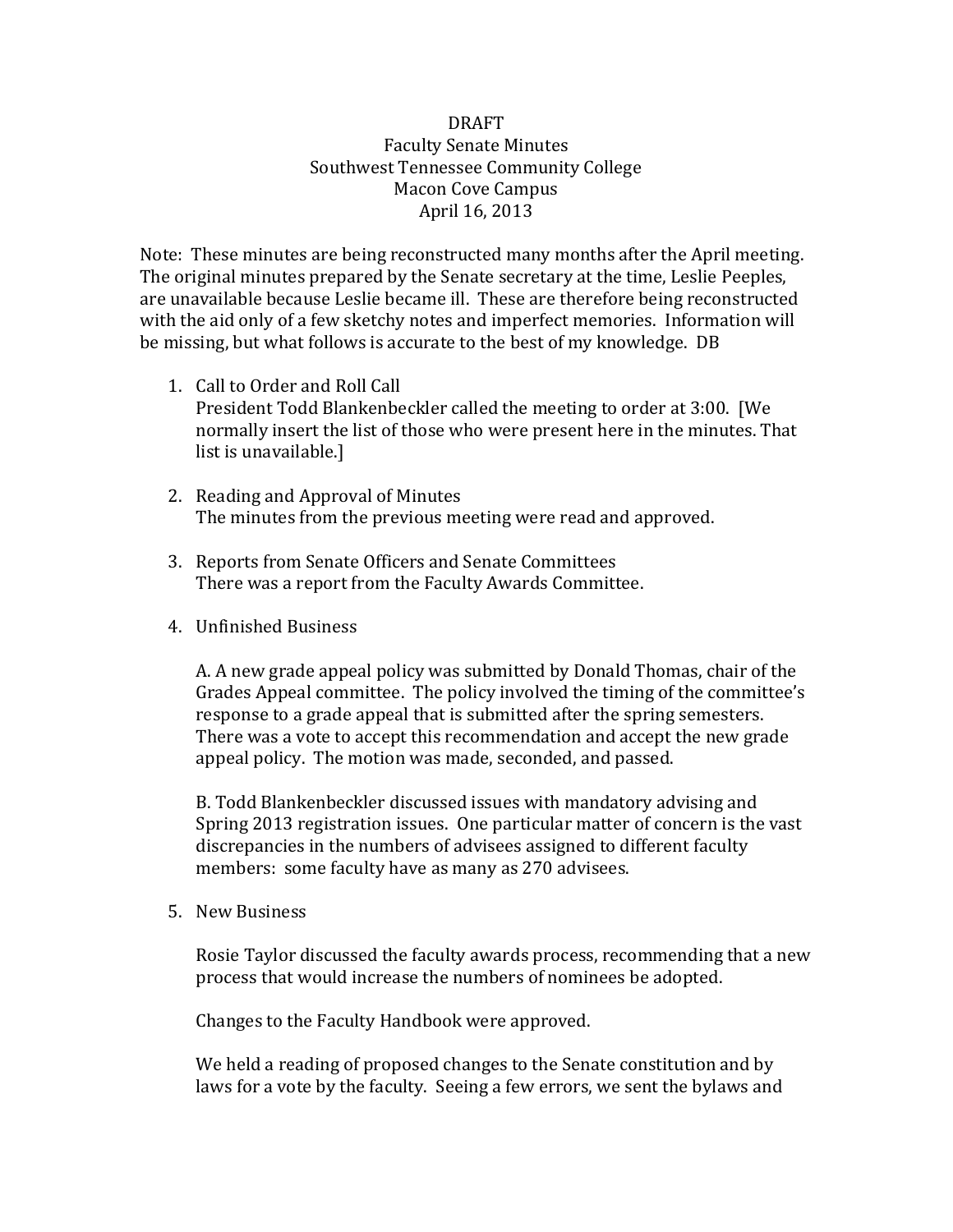DRAFT
Faculty Senate Minutes
Southwest Tennessee Community College
Macon Cove Campus
April 16, 2013

Note: These minutes are being reconstructed many months after the April meeting. The original minutes prepared by the Senate secretary at the time, Leslie Peeples, are unavailable because Leslie became ill. These are therefore being reconstructed with the aid only of a few sketchy notes and imperfect memories. Information will be missing, but what follows is accurate to the best of my knowledge. DB

1. Call to Order and Roll Call
   President Todd Blankenbeckler called the meeting to order at 3:00. [We normally insert the list of those who were present here in the minutes. That list is unavailable.]

2. Reading and Approval of Minutes
   The minutes from the previous meeting were read and approved.

3. Reports from Senate Officers and Senate Committees
   There was a report from the Faculty Awards Committee.

4. Unfinished Business

   A. A new grade appeal policy was submitted by Donald Thomas, chair of the Grades Appeal committee. The policy involved the timing of the committee's response to a grade appeal that is submitted after the spring semesters. There was a vote to accept this recommendation and accept the new grade appeal policy. The motion was made, seconded, and passed.

   B. Todd Blankenbeckler discussed issues with mandatory advising and Spring 2013 registration issues. One particular matter of concern is the vast discrepancies in the numbers of advisees assigned to different faculty members: some faculty have as many as 270 advisees.

5. New Business

   Rosie Taylor discussed the faculty awards process, recommending that a new process that would increase the numbers of nominees be adopted.

   Changes to the Faculty Handbook were approved.

   We held a reading of proposed changes to the Senate constitution and by laws for a vote by the faculty. Seeing a few errors, we sent the bylaws and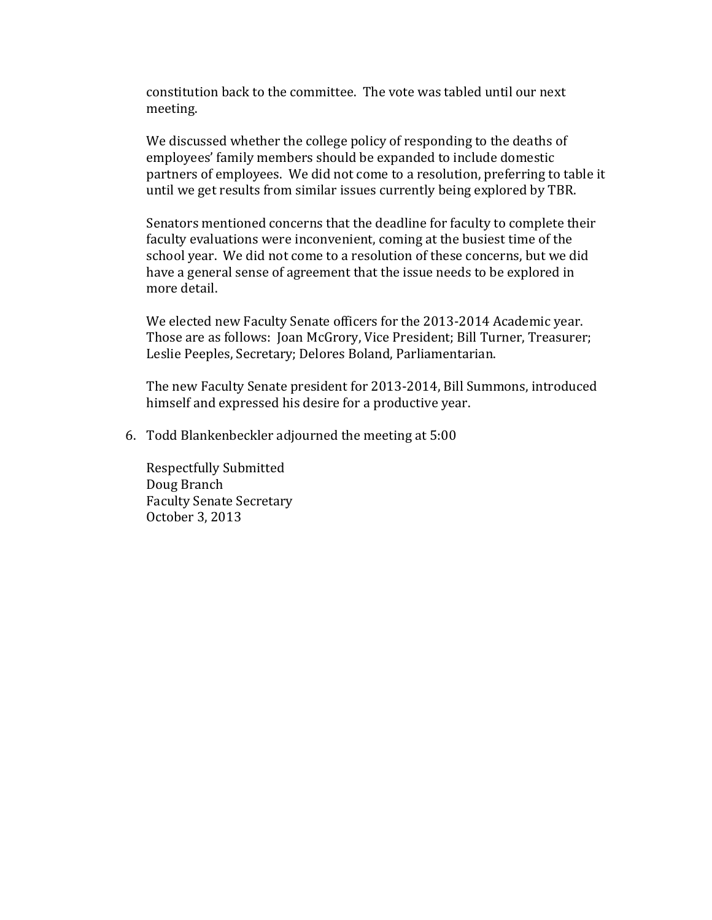constitution back to the committee. The vote was tabled until our next meeting.

We discussed whether the college policy of responding to the deaths of employees' family members should be expanded to include domestic partners of employees. We did not come to a resolution, preferring to table it until we get results from similar issues currently being explored by TBR.

Senators mentioned concerns that the deadline for faculty to complete their faculty evaluations were inconvenient, coming at the busiest time of the school year. We did not come to a resolution of these concerns, but we did have a general sense of agreement that the issue needs to be explored in more detail.

We elected new Faculty Senate officers for the 2013-2014 Academic year. Those are as follows: Joan McGrory, Vice President; Bill Turner, Treasurer; Leslie Peeples, Secretary; Delores Boland, Parliamentarian.

The new Faculty Senate president for 2013-2014, Bill Summons, introduced himself and expressed his desire for a productive year.

6. Todd Blankenbeckler adjourned the meeting at 5:00

   Respectfully Submitted
   Doug Branch
   Faculty Senate Secretary
   October 3, 2013